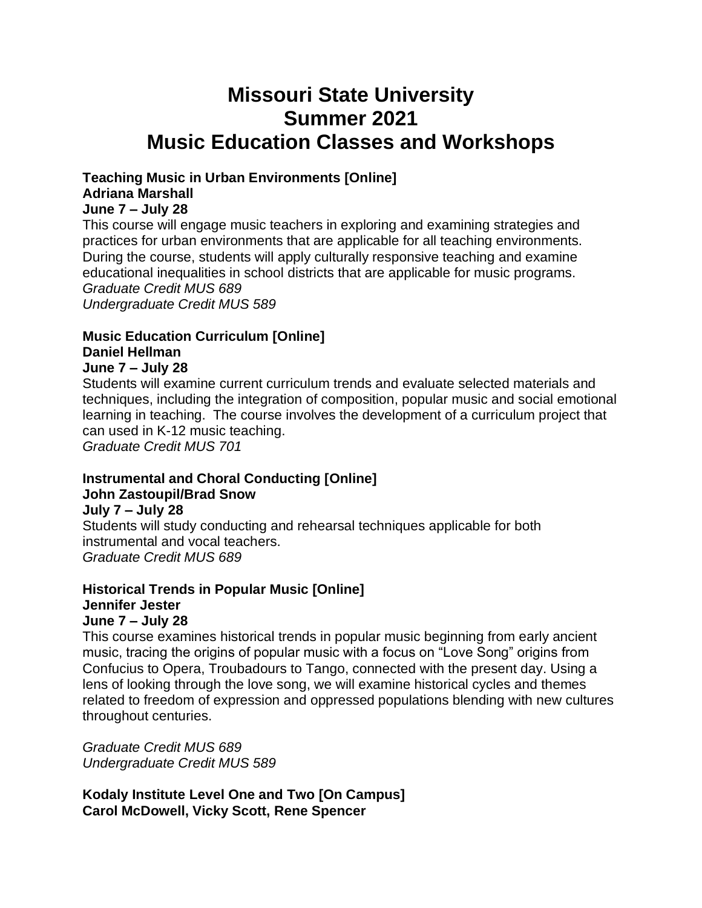# Missouri State University
# Summer 2021
# Music Education Classes and Workshops

**Teaching Music in Urban Environments [Online]**
**Adriana Marshall**
**June 7 – July 28**

This course will engage music teachers in exploring and examining strategies and practices for urban environments that are applicable for all teaching environments. During the course, students will apply culturally responsive teaching and examine educational inequalities in school districts that are applicable for music programs.
*Graduate Credit MUS 689*
*Undergraduate Credit MUS 589*

**Music Education Curriculum [Online]**
**Daniel Hellman**
**June 7 – July 28**

Students will examine current curriculum trends and evaluate selected materials and techniques, including the integration of composition, popular music and social emotional learning in teaching. The course involves the development of a curriculum project that can used in K-12 music teaching.
*Graduate Credit MUS 701*

**Instrumental and Choral Conducting [Online]**
**John Zastoupil/Brad Snow**
**July 7 – July 28**

Students will study conducting and rehearsal techniques applicable for both instrumental and vocal teachers.
*Graduate Credit MUS 689*

**Historical Trends in Popular Music [Online]**
**Jennifer Jester**
**June 7 – July 28**

This course examines historical trends in popular music beginning from early ancient music, tracing the origins of popular music with a focus on "Love Song" origins from Confucius to Opera, Troubadours to Tango, connected with the present day. Using a lens of looking through the love song, we will examine historical cycles and themes related to freedom of expression and oppressed populations blending with new cultures throughout centuries.

*Graduate Credit MUS 689*
*Undergraduate Credit MUS 589*

**Kodaly Institute Level One and Two [On Campus]**
**Carol McDowell, Vicky Scott, Rene Spencer**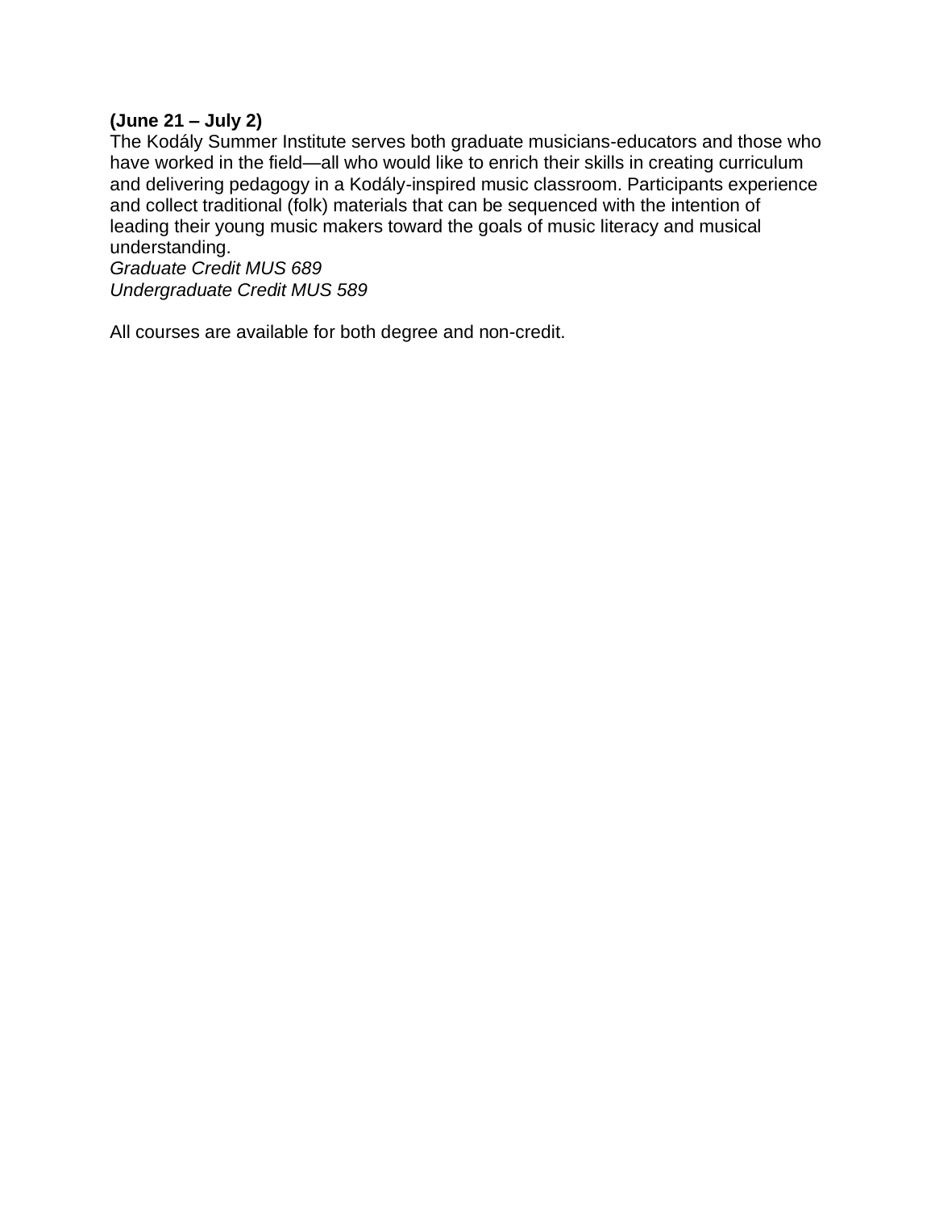**(June 21 – July 2)**
The Kodály Summer Institute serves both graduate musicians-educators and those who have worked in the field—all who would like to enrich their skills in creating curriculum and delivering pedagogy in a Kodály-inspired music classroom. Participants experience and collect traditional (folk) materials that can be sequenced with the intention of leading their young music makers toward the goals of music literacy and musical understanding.
*Graduate Credit MUS 689*
*Undergraduate Credit MUS 589*

All courses are available for both degree and non-credit.